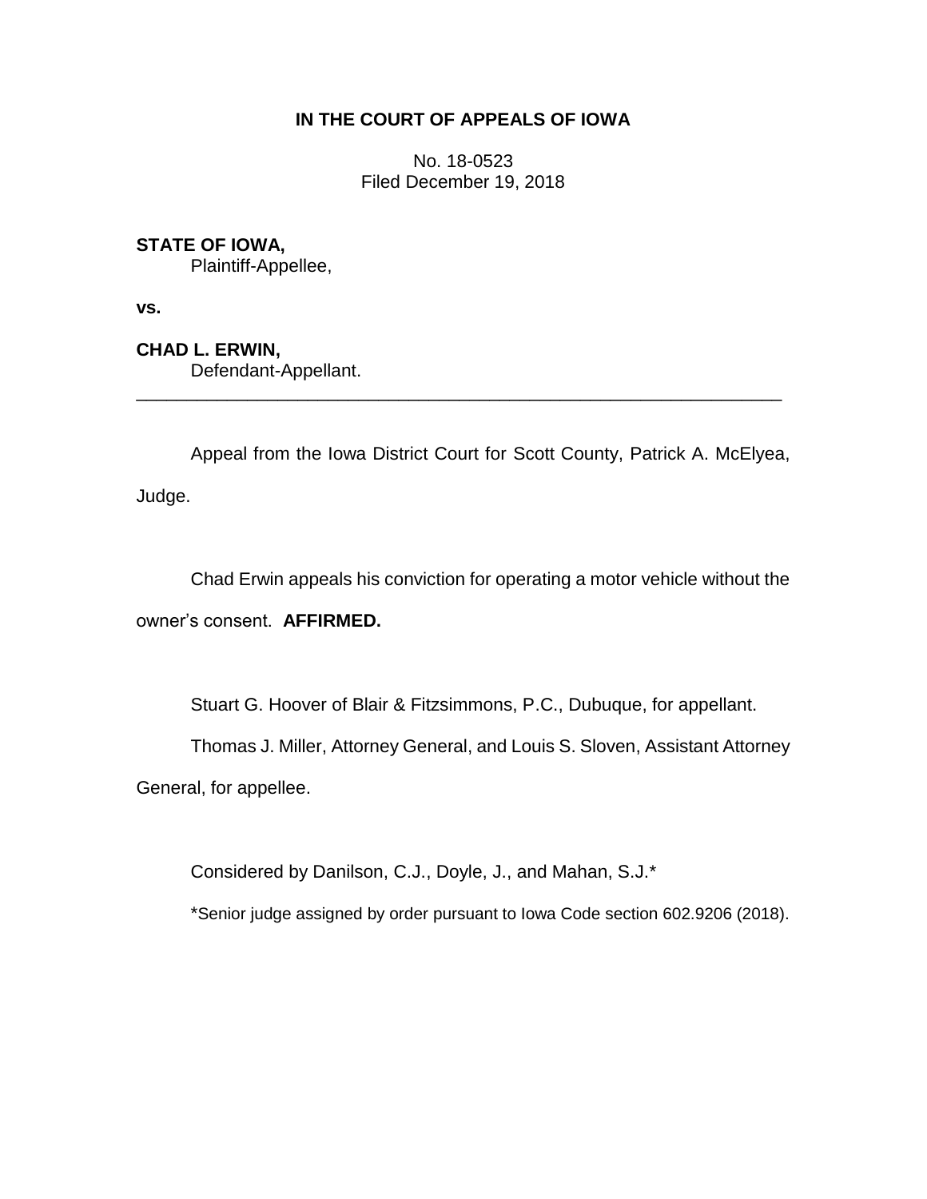**IN THE COURT OF APPEALS OF IOWA**

No. 18-0523
Filed December 19, 2018

**STATE OF IOWA,**
Plaintiff-Appellee,

**vs.**

**CHAD L. ERWIN,**
Defendant-Appellant.

---

Appeal from the Iowa District Court for Scott County, Patrick A. McElyea, Judge.

Chad Erwin appeals his conviction for operating a motor vehicle without the owner's consent. **AFFIRMED.**

Stuart G. Hoover of Blair & Fitzsimmons, P.C., Dubuque, for appellant.

Thomas J. Miller, Attorney General, and Louis S. Sloven, Assistant Attorney General, for appellee.

Considered by Danilson, C.J., Doyle, J., and Mahan, S.J.*

*Senior judge assigned by order pursuant to Iowa Code section 602.9206 (2018).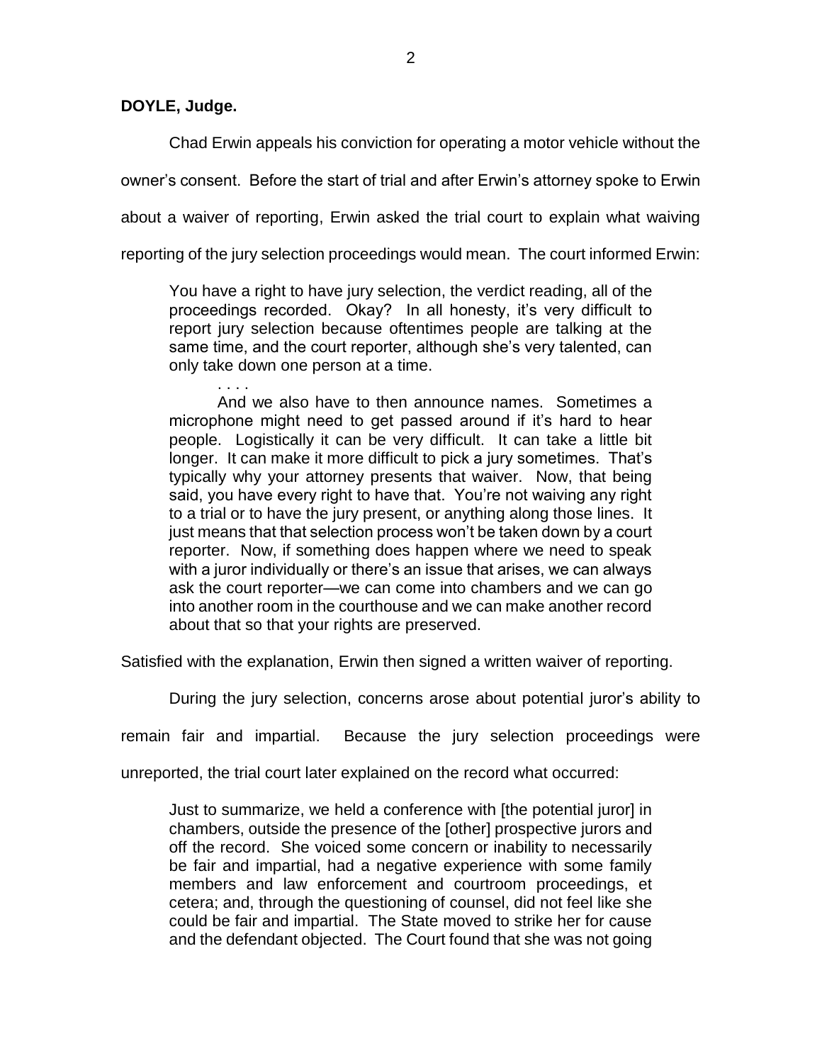**DOYLE, Judge.**

Chad Erwin appeals his conviction for operating a motor vehicle without the owner's consent. Before the start of trial and after Erwin's attorney spoke to Erwin about a waiver of reporting, Erwin asked the trial court to explain what waiving reporting of the jury selection proceedings would mean. The court informed Erwin:

> You have a right to have jury selection, the verdict reading, all of the proceedings recorded. Okay? In all honesty, it's very difficult to report jury selection because oftentimes people are talking at the same time, and the court reporter, although she's very talented, can only take down one person at a time.
>
> . . . .
>
> And we also have to then announce names. Sometimes a microphone might need to get passed around if it's hard to hear people. Logistically it can be very difficult. It can take a little bit longer. It can make it more difficult to pick a jury sometimes. That's typically why your attorney presents that waiver. Now, that being said, you have every right to have that. You're not waiving any right to a trial or to have the jury present, or anything along those lines. It just means that that selection process won't be taken down by a court reporter. Now, if something does happen where we need to speak with a juror individually or there's an issue that arises, we can always ask the court reporter—we can come into chambers and we can go into another room in the courthouse and we can make another record about that so that your rights are preserved.

Satisfied with the explanation, Erwin then signed a written waiver of reporting.

During the jury selection, concerns arose about potential juror's ability to remain fair and impartial. Because the jury selection proceedings were unreported, the trial court later explained on the record what occurred:

> Just to summarize, we held a conference with [the potential juror] in chambers, outside the presence of the [other] prospective jurors and off the record. She voiced some concern or inability to necessarily be fair and impartial, had a negative experience with some family members and law enforcement and courtroom proceedings, et cetera; and, through the questioning of counsel, did not feel like she could be fair and impartial. The State moved to strike her for cause and the defendant objected. The Court found that she was not going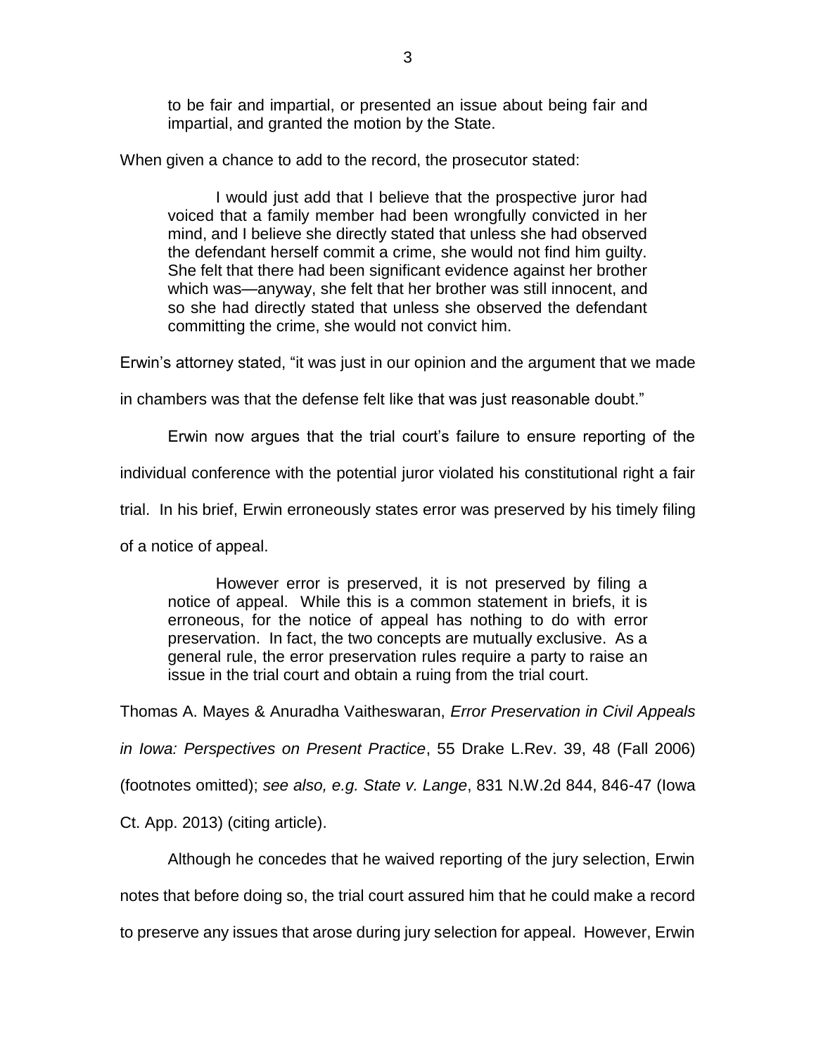to be fair and impartial, or presented an issue about being fair and impartial, and granted the motion by the State.

When given a chance to add to the record, the prosecutor stated:

> I would just add that I believe that the prospective juror had voiced that a family member had been wrongfully convicted in her mind, and I believe she directly stated that unless she had observed the defendant herself commit a crime, she would not find him guilty. She felt that there had been significant evidence against her brother which was—anyway, she felt that her brother was still innocent, and so she had directly stated that unless she observed the defendant committing the crime, she would not convict him.

Erwin's attorney stated, "it was just in our opinion and the argument that we made in chambers was that the defense felt like that was just reasonable doubt."

Erwin now argues that the trial court's failure to ensure reporting of the individual conference with the potential juror violated his constitutional right a fair trial. In his brief, Erwin erroneously states error was preserved by his timely filing of a notice of appeal.

> However error is preserved, it is not preserved by filing a notice of appeal. While this is a common statement in briefs, it is erroneous, for the notice of appeal has nothing to do with error preservation. In fact, the two concepts are mutually exclusive. As a general rule, the error preservation rules require a party to raise an issue in the trial court and obtain a ruling from the trial court.

Thomas A. Mayes & Anuradha Vaitheswaran, *Error Preservation in Civil Appeals in Iowa: Perspectives on Present Practice*, 55 Drake L.Rev. 39, 48 (Fall 2006) (footnotes omitted); *see also, e.g. State v. Lange*, 831 N.W.2d 844, 846-47 (Iowa Ct. App. 2013) (citing article).

Although he concedes that he waived reporting of the jury selection, Erwin notes that before doing so, the trial court assured him that he could make a record to preserve any issues that arose during jury selection for appeal. However, Erwin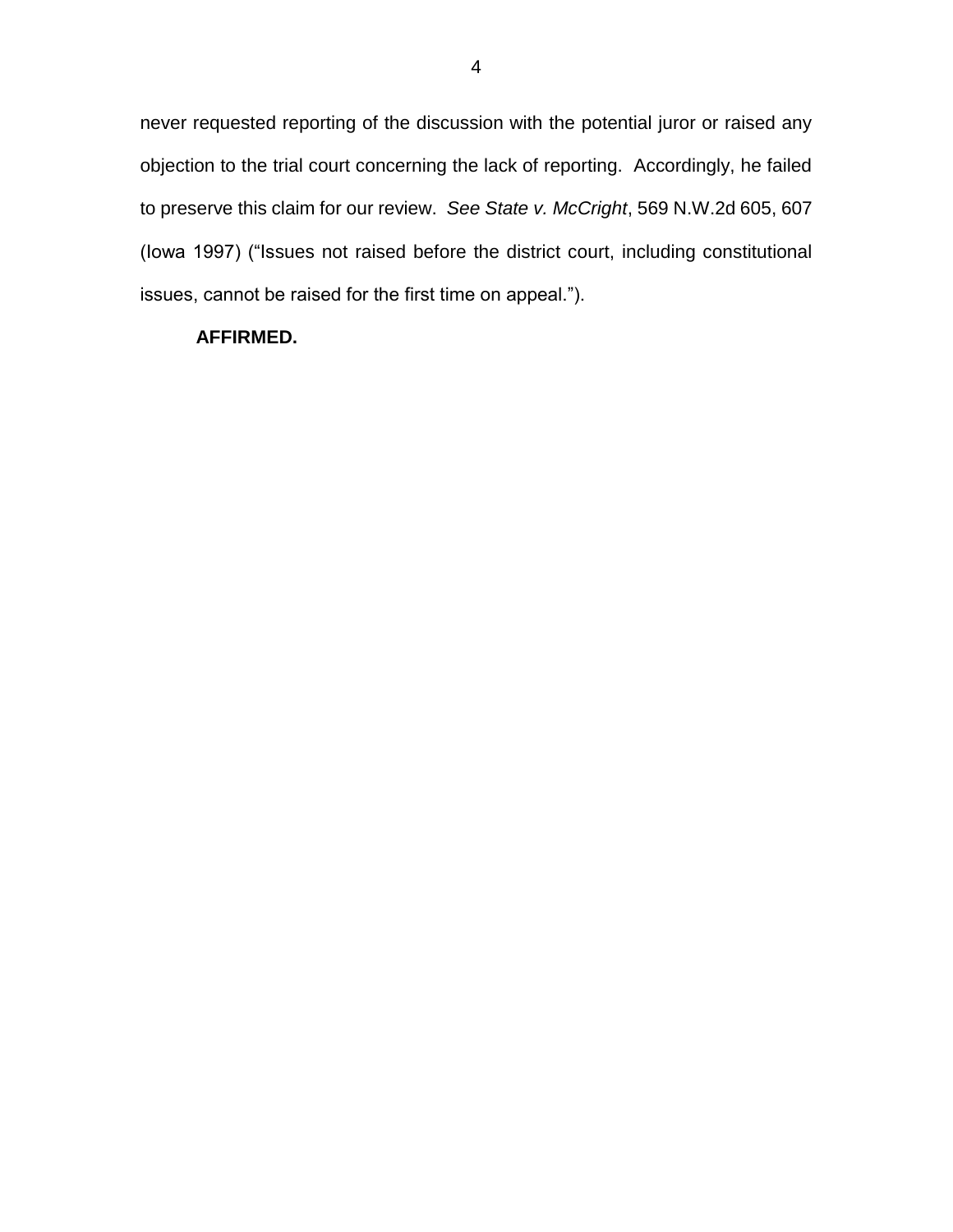never requested reporting of the discussion with the potential juror or raised any objection to the trial court concerning the lack of reporting. Accordingly, he failed to preserve this claim for our review. *See State v. McCright*, 569 N.W.2d 605, 607 (Iowa 1997) ("Issues not raised before the district court, including constitutional issues, cannot be raised for the first time on appeal.").

**AFFIRMED.**